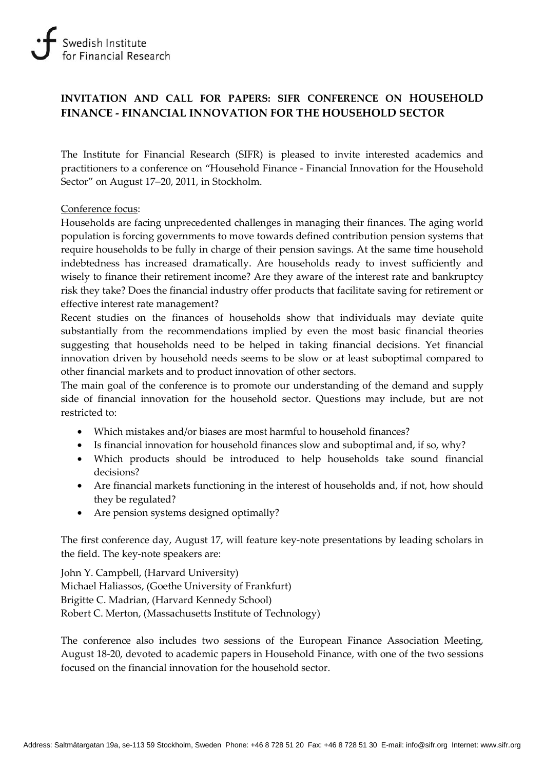Swedish Institute for Financial Research

## INVITATION AND CALL FOR PAPERS: SIFR CONFERENCE ON HOUSEHOLD FINANCE - FINANCIAL INNOVATION FOR THE HOUSEHOLD SECTOR

The Institute for Financial Research (SIFR) is pleased to invite interested academics and practitioners to a conference on "Household Finance - Financial Innovation for the Household Sector" on August 17–20, 2011, in Stockholm.

Conference focus:

Households are facing unprecedented challenges in managing their finances. The aging world population is forcing governments to move towards defined contribution pension systems that require households to be fully in charge of their pension savings. At the same time household indebtedness has increased dramatically. Are households ready to invest sufficiently and wisely to finance their retirement income? Are they aware of the interest rate and bankruptcy risk they take? Does the financial industry offer products that facilitate saving for retirement or effective interest rate management?

Recent studies on the finances of households show that individuals may deviate quite substantially from the recommendations implied by even the most basic financial theories suggesting that households need to be helped in taking financial decisions. Yet financial innovation driven by household needs seems to be slow or at least suboptimal compared to other financial markets and to product innovation of other sectors.

The main goal of the conference is to promote our understanding of the demand and supply side of financial innovation for the household sector. Questions may include, but are not restricted to:

- Which mistakes and/or biases are most harmful to household finances?
- Is financial innovation for household finances slow and suboptimal and, if so, why?
- Which products should be introduced to help households take sound financial decisions?
- Are financial markets functioning in the interest of households and, if not, how should they be regulated?
- Are pension systems designed optimally?

The first conference day, August 17, will feature key-note presentations by leading scholars in the field. The key-note speakers are:

John Y. Campbell, (Harvard University)
Michael Haliassos, (Goethe University of Frankfurt)
Brigitte C. Madrian, (Harvard Kennedy School)
Robert C. Merton, (Massachusetts Institute of Technology)

The conference also includes two sessions of the European Finance Association Meeting, August 18-20, devoted to academic papers in Household Finance, with one of the two sessions focused on the financial innovation for the household sector.

Address: Saltmätargatan 19a, se-113 59 Stockholm, Sweden Phone: +46 8 728 51 20 Fax: +46 8 728 51 30 E-mail: info@sifr.org Internet: www.sifr.org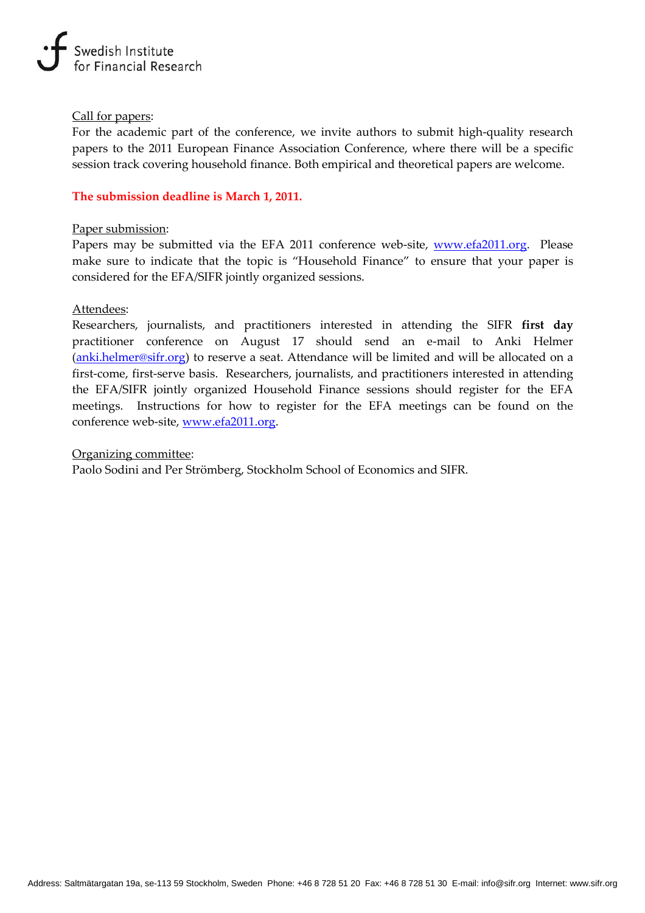Swedish Institute for Financial Research

Call for papers:
For the academic part of the conference, we invite authors to submit high-quality research papers to the 2011 European Finance Association Conference, where there will be a specific session track covering household finance. Both empirical and theoretical papers are welcome.

**The submission deadline is March 1, 2011.**

Paper submission:
Papers may be submitted via the EFA 2011 conference web-site, www.efa2011.org. Please make sure to indicate that the topic is "Household Finance" to ensure that your paper is considered for the EFA/SIFR jointly organized sessions.

Attendees:
Researchers, journalists, and practitioners interested in attending the SIFR **first day** practitioner conference on August 17 should send an e-mail to Anki Helmer (anki.helmer@sifr.org) to reserve a seat. Attendance will be limited and will be allocated on a first-come, first-serve basis. Researchers, journalists, and practitioners interested in attending the EFA/SIFR jointly organized Household Finance sessions should register for the EFA meetings. Instructions for how to register for the EFA meetings can be found on the conference web-site, www.efa2011.org.

Organizing committee:
Paolo Sodini and Per Strömberg, Stockholm School of Economics and SIFR.

Address: Saltmätargatan 19a, se-113 59 Stockholm, Sweden Phone: +46 8 728 51 20 Fax: +46 8 728 51 30 E-mail: info@sifr.org Internet: www.sifr.org